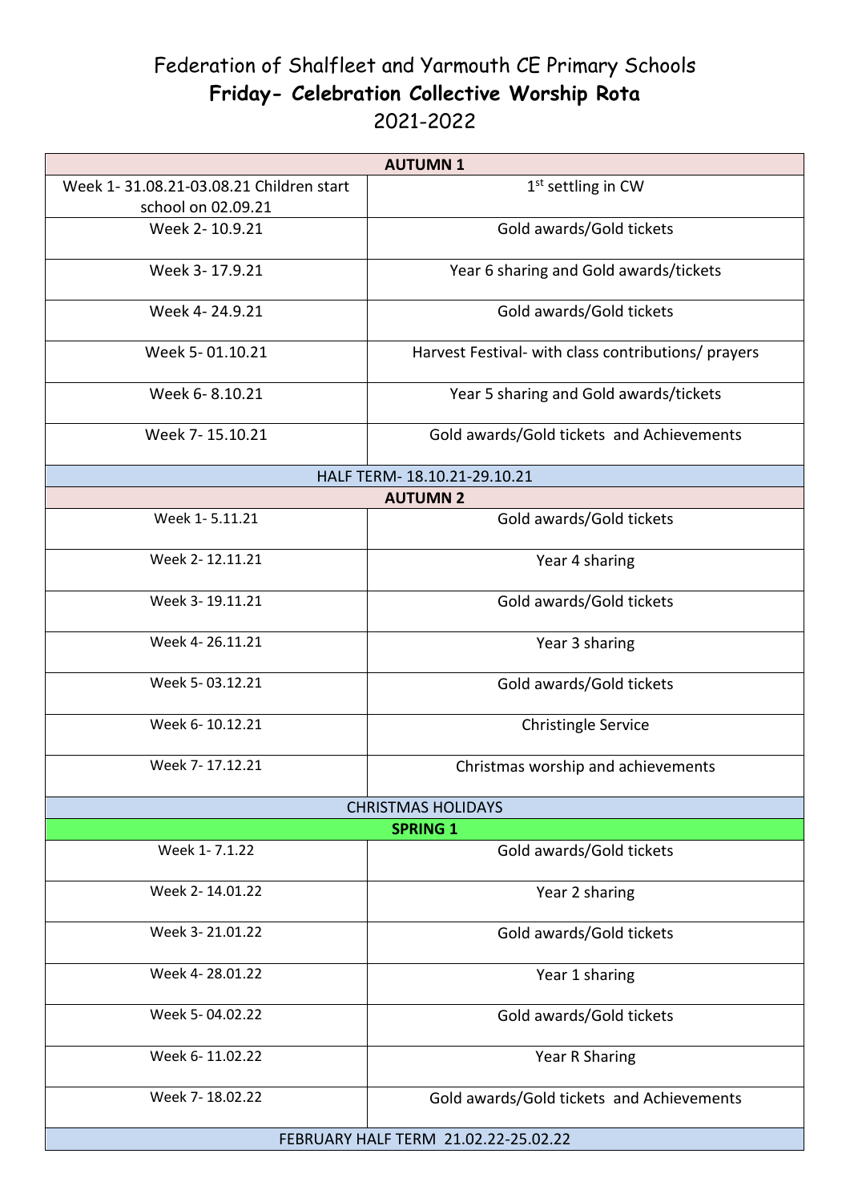# Federation of Shalfleet and Yarmouth CE Primary Schools

## **Friday- Celebration Collective Worship Rota**

2021-2022

| **AUTUMN 1** | |
|---|---|
| Week 1- 31.08.21-03.08.21 Children start school on 02.09.21 | 1st settling in CW |
| Week 2- 10.9.21 | Gold awards/Gold tickets |
| Week 3- 17.9.21 | Year 6 sharing and Gold awards/tickets |
| Week 4- 24.9.21 | Gold awards/Gold tickets |
| Week 5- 01.10.21 | Harvest Festival- with class contributions/ prayers |
| Week 6- 8.10.21 | Year 5 sharing and Gold awards/tickets |
| Week 7- 15.10.21 | Gold awards/Gold tickets and Achievements |
| HALF TERM- 18.10.21-29.10.21 | |
| **AUTUMN 2** | |
| Week 1- 5.11.21 | Gold awards/Gold tickets |
| Week 2- 12.11.21 | Year 4 sharing |
| Week 3- 19.11.21 | Gold awards/Gold tickets |
| Week 4- 26.11.21 | Year 3 sharing |
| Week 5- 03.12.21 | Gold awards/Gold tickets |
| Week 6- 10.12.21 | Christingle Service |
| Week 7- 17.12.21 | Christmas worship and achievements |
| CHRISTMAS HOLIDAYS | |
| **SPRING 1** | |
| Week 1- 7.1.22 | Gold awards/Gold tickets |
| Week 2- 14.01.22 | Year 2 sharing |
| Week 3- 21.01.22 | Gold awards/Gold tickets |
| Week 4- 28.01.22 | Year 1 sharing |
| Week 5- 04.02.22 | Gold awards/Gold tickets |
| Week 6- 11.02.22 | Year R Sharing |
| Week 7- 18.02.22 | Gold awards/Gold tickets and Achievements |
| FEBRUARY HALF TERM 21.02.22-25.02.22 | |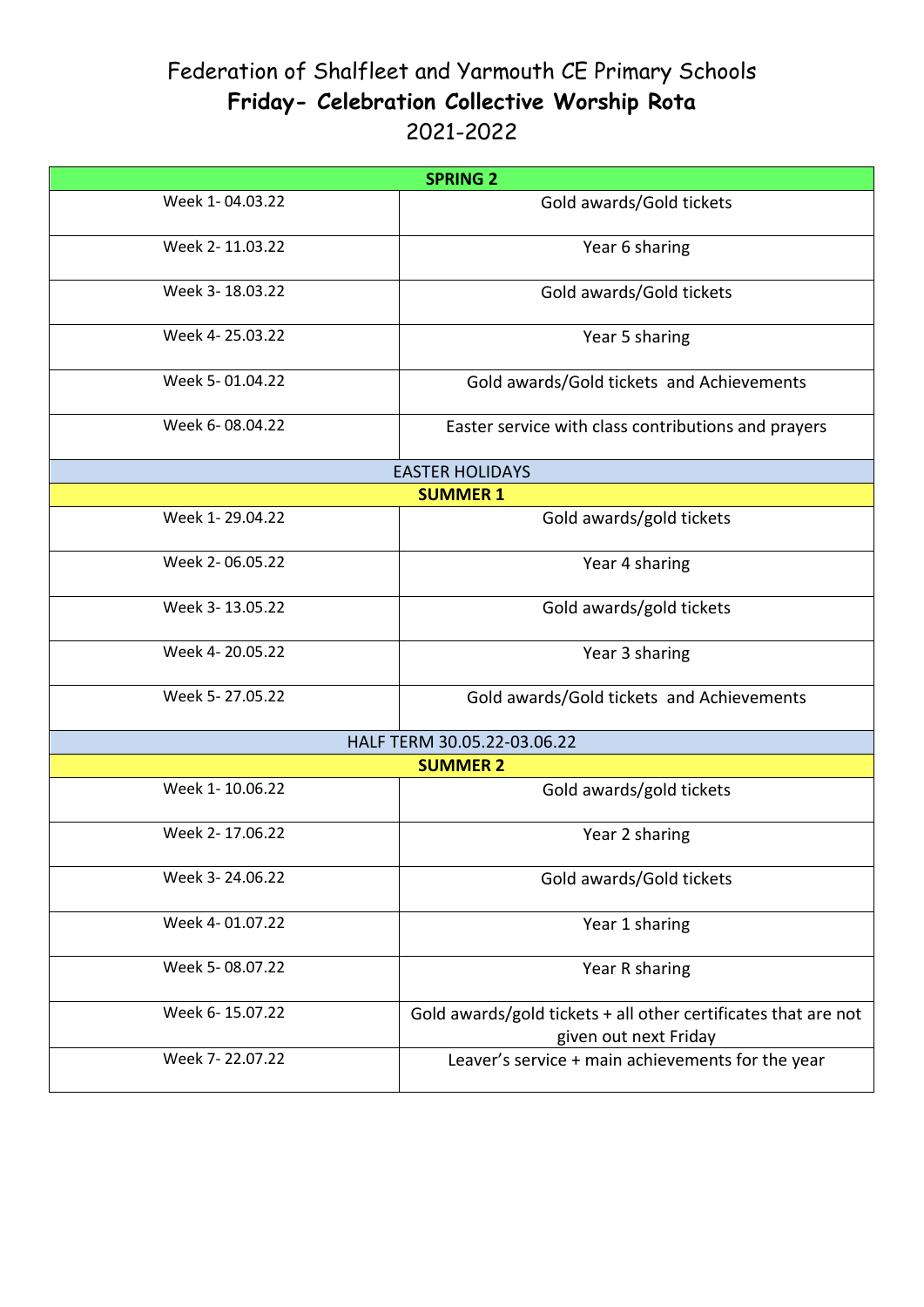# Federation of Shalfleet and Yarmouth CE Primary Schools
## Friday- Celebration Collective Worship Rota
2021-2022

| | |
|---|---|
| **SPRING 2** | |
| Week 1- 04.03.22 | Gold awards/Gold tickets |
| Week 2- 11.03.22 | Year 6 sharing |
| Week 3- 18.03.22 | Gold awards/Gold tickets |
| Week 4- 25.03.22 | Year 5 sharing |
| Week 5- 01.04.22 | Gold awards/Gold tickets and Achievements |
| Week 6- 08.04.22 | Easter service with class contributions and prayers |
| EASTER HOLIDAYS | |
| **SUMMER 1** | |
| Week 1- 29.04.22 | Gold awards/gold tickets |
| Week 2- 06.05.22 | Year 4 sharing |
| Week 3- 13.05.22 | Gold awards/gold tickets |
| Week 4- 20.05.22 | Year 3 sharing |
| Week 5- 27.05.22 | Gold awards/Gold tickets and Achievements |
| HALF TERM 30.05.22-03.06.22 | |
| **SUMMER 2** | |
| Week 1- 10.06.22 | Gold awards/gold tickets |
| Week 2- 17.06.22 | Year 2 sharing |
| Week 3- 24.06.22 | Gold awards/Gold tickets |
| Week 4- 01.07.22 | Year 1 sharing |
| Week 5- 08.07.22 | Year R sharing |
| Week 6- 15.07.22 | Gold awards/gold tickets + all other certificates that are not given out next Friday |
| Week 7- 22.07.22 | Leaver's service + main achievements for the year |